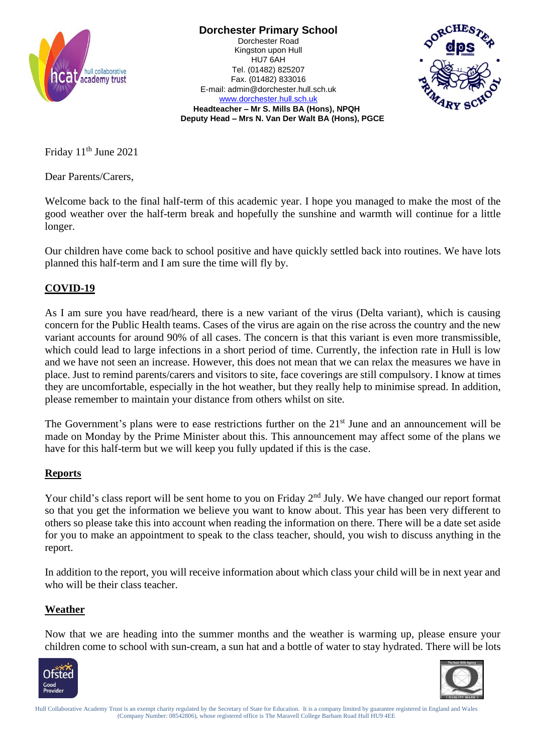**Dorchester Primary School**
Dorchester Road
Kingston upon Hull
HU7 6AH
Tel. (01482) 825207
Fax. (01482) 833016
E-mail: admin@dorchester.hull.sch.uk
www.dorchester.hull.sch.uk
**Headteacher – Mr S. Mills BA (Hons), NPQH**
**Deputy Head – Mrs N. Van Der Walt BA (Hons), PGCE**

Friday 11th June 2021

Dear Parents/Carers,

Welcome back to the final half-term of this academic year. I hope you managed to make the most of the good weather over the half-term break and hopefully the sunshine and warmth will continue for a little longer.

Our children have come back to school positive and have quickly settled back into routines. We have lots planned this half-term and I am sure the time will fly by.

## COVID-19

As I am sure you have read/heard, there is a new variant of the virus (Delta variant), which is causing concern for the Public Health teams. Cases of the virus are again on the rise across the country and the new variant accounts for around 90% of all cases. The concern is that this variant is even more transmissible, which could lead to large infections in a short period of time. Currently, the infection rate in Hull is low and we have not seen an increase. However, this does not mean that we can relax the measures we have in place. Just to remind parents/carers and visitors to site, face coverings are still compulsory. I know at times they are uncomfortable, especially in the hot weather, but they really help to minimise spread. In addition, please remember to maintain your distance from others whilst on site.

The Government's plans were to ease restrictions further on the 21st June and an announcement will be made on Monday by the Prime Minister about this. This announcement may affect some of the plans we have for this half-term but we will keep you fully updated if this is the case.

## Reports

Your child's class report will be sent home to you on Friday 2nd July. We have changed our report format so that you get the information we believe you want to know about. This year has been very different to others so please take this into account when reading the information on there. There will be a date set aside for you to make an appointment to speak to the class teacher, should, you wish to discuss anything in the report.

In addition to the report, you will receive information about which class your child will be in next year and who will be their class teacher.

## Weather

Now that we are heading into the summer months and the weather is warming up, please ensure your children come to school with sun-cream, a sun hat and a bottle of water to stay hydrated. There will be lots

Hull Collaborative Academy Trust is an exempt charity regulated by the Secretary of State for Education. It is a company limited by guarantee registered in England and Wales (Company Number: 08542806), whose registered office is The Maravell College Barham Road Hull HU9 4EE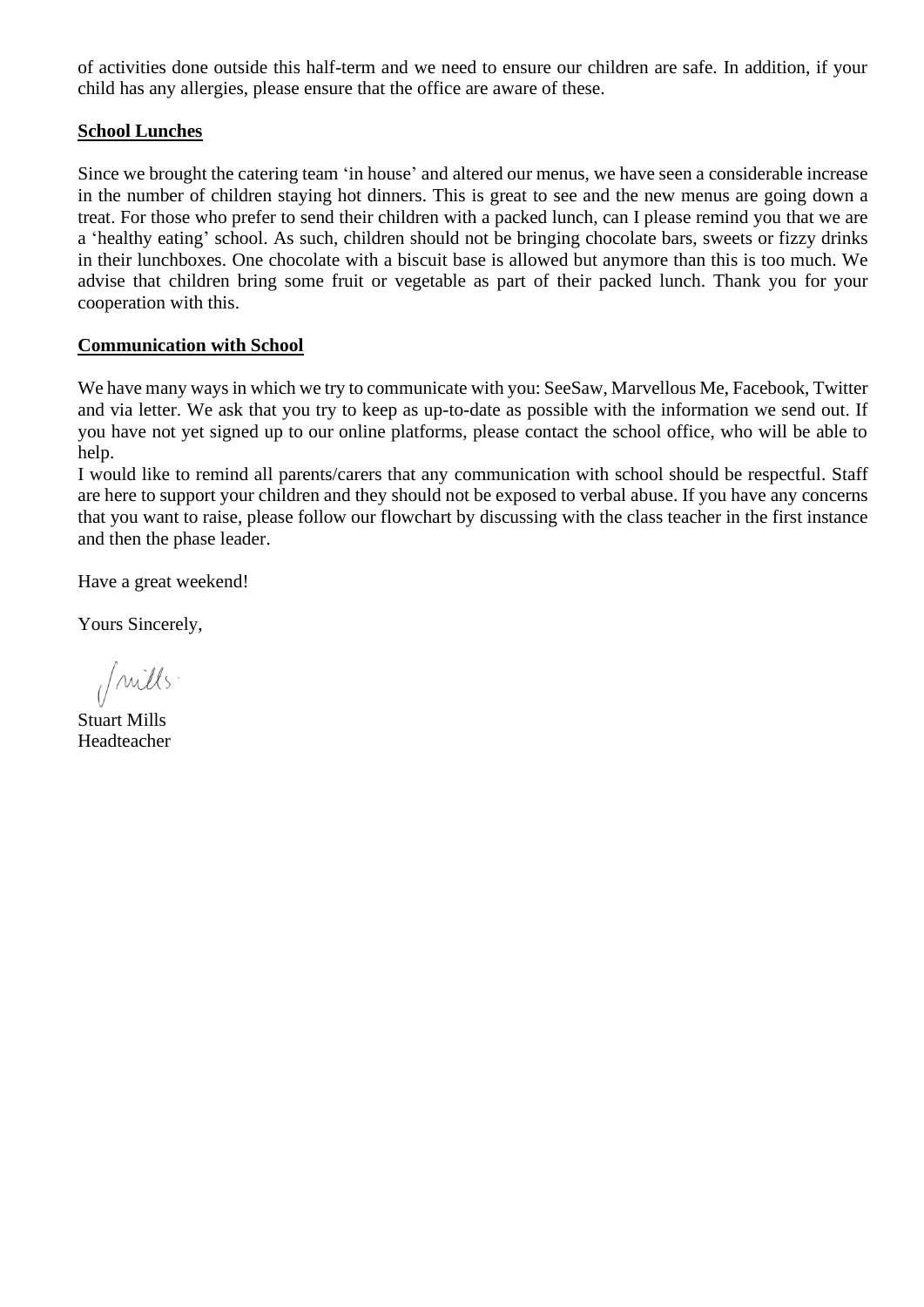of activities done outside this half-term and we need to ensure our children are safe. In addition, if your child has any allergies, please ensure that the office are aware of these.

**School Lunches**

Since we brought the catering team 'in house' and altered our menus, we have seen a considerable increase in the number of children staying hot dinners. This is great to see and the new menus are going down a treat. For those who prefer to send their children with a packed lunch, can I please remind you that we are a 'healthy eating' school. As such, children should not be bringing chocolate bars, sweets or fizzy drinks in their lunchboxes. One chocolate with a biscuit base is allowed but anymore than this is too much. We advise that children bring some fruit or vegetable as part of their packed lunch. Thank you for your cooperation with this.

**Communication with School**

We have many ways in which we try to communicate with you: SeeSaw, Marvellous Me, Facebook, Twitter and via letter. We ask that you try to keep as up-to-date as possible with the information we send out. If you have not yet signed up to our online platforms, please contact the school office, who will be able to help.

I would like to remind all parents/carers that any communication with school should be respectful. Staff are here to support your children and they should not be exposed to verbal abuse. If you have any concerns that you want to raise, please follow our flowchart by discussing with the class teacher in the first instance and then the phase leader.

Have a great weekend!

Yours Sincerely,

Stuart Mills
Headteacher